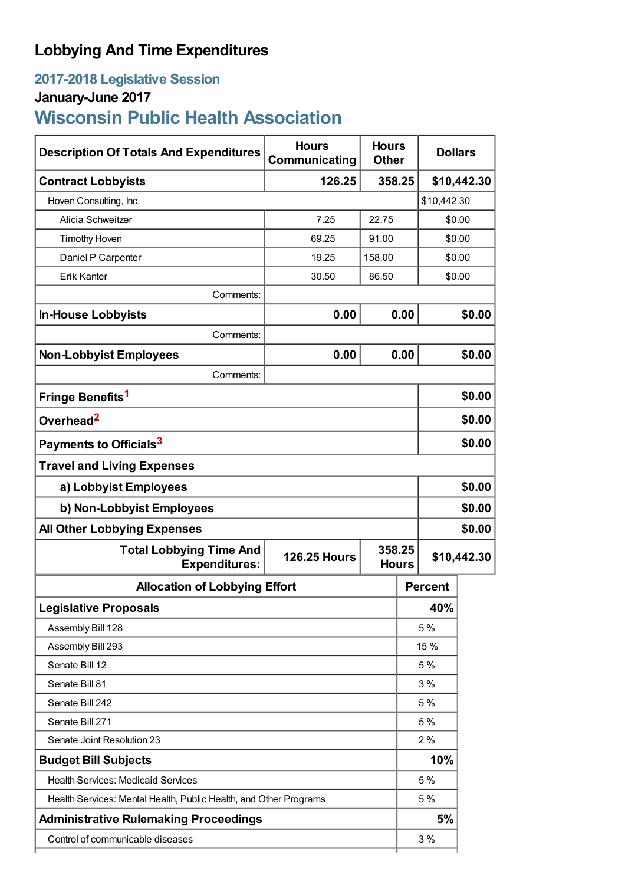# Lobbying And Time Expenditures

## 2017-2018 Legislative Session

### January-June 2017

## Wisconsin Public Health Association

| Description Of Totals And Expenditures | Hours Communicating | Hours Other | Dollars |
|---|---|---|---|
| **Contract Lobbyists** | **126.25** | **358.25** | **$10,442.30** |
| Hoven Consulting, Inc. | | | $10,442.30 |
| Alicia Schweitzer | 7.25 | 22.75 | $0.00 |
| Timothy Hoven | 69.25 | 91.00 | $0.00 |
| Daniel P Carpenter | 19.25 | 158.00 | $0.00 |
| Erik Kanter | 30.50 | 86.50 | $0.00 |
| Comments: | | | |
| **In-House Lobbyists** | **0.00** | **0.00** | **$0.00** |
| Comments: | | | |
| **Non-Lobbyist Employees** | **0.00** | **0.00** | **$0.00** |
| Comments: | | | |
| **Fringe Benefits**[1] | | | **$0.00** |
| **Overhead**[2] | | | **$0.00** |
| **Payments to Officials**[3] | | | **$0.00** |
| **Travel and Living Expenses** | | | |
| **a) Lobbyist Employees** | | | **$0.00** |
| **b) Non-Lobbyist Employees** | | | **$0.00** |
| **All Other Lobbying Expenses** | | | **$0.00** |
| **Total Lobbying Time And Expenditures:** | **126.25 Hours** | **358.25 Hours** | **$10,442.30** |

| Allocation of Lobbying Effort | Percent |
|---|---|
| **Legislative Proposals** | **40%** |
| Assembly Bill 128 | 5 % |
| Assembly Bill 293 | 15 % |
| Senate Bill 12 | 5 % |
| Senate Bill 81 | 3 % |
| Senate Bill 242 | 5 % |
| Senate Bill 271 | 5 % |
| Senate Joint Resolution 23 | 2 % |
| **Budget Bill Subjects** | **10%** |
| Health Services: Medicaid Services | 5 % |
| Health Services: Mental Health, Public Health, and Other Programs | 5 % |
| **Administrative Rulemaking Proceedings** | **5%** |
| Control of communicable diseases | 3 % |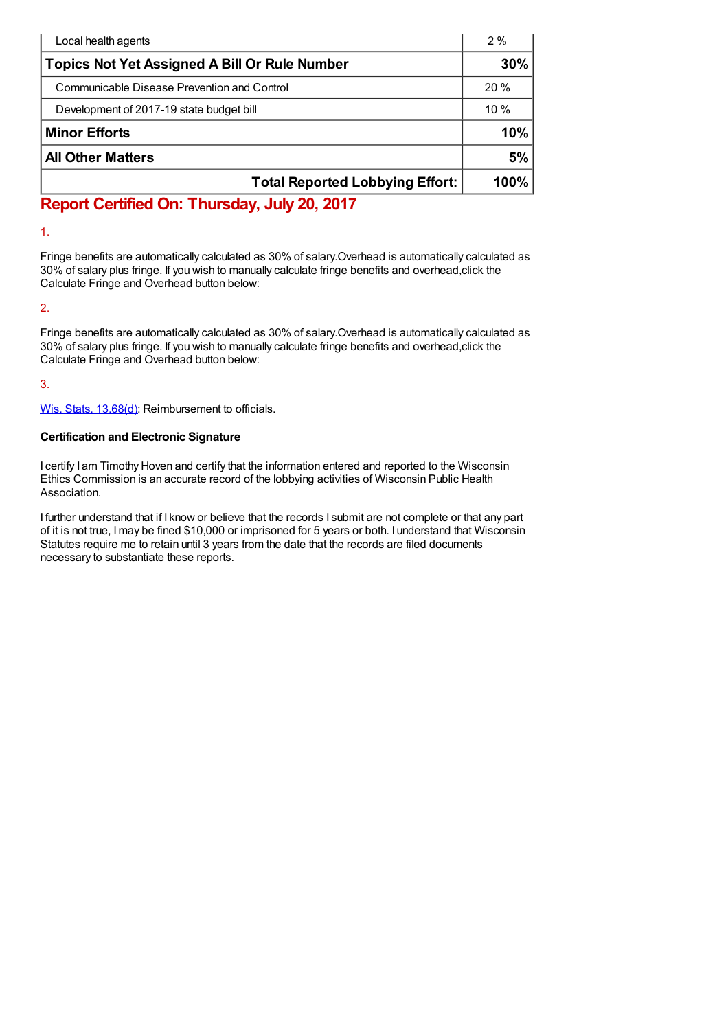| | |
|---|---|
| Local health agents | 2 % |
| **Topics Not Yet Assigned A Bill Or Rule Number** | **30%** |
| Communicable Disease Prevention and Control | 20 % |
| Development of 2017-19 state budget bill | 10 % |
| **Minor Efforts** | **10%** |
| **All Other Matters** | **5%** |
| **Total Reported Lobbying Effort:** | **100%** |

## Report Certified On: Thursday, July 20, 2017

1.

Fringe benefits are automatically calculated as 30% of salary.Overhead is automatically calculated as 30% of salary plus fringe. If you wish to manually calculate fringe benefits and overhead,click the Calculate Fringe and Overhead button below:

2.

Fringe benefits are automatically calculated as 30% of salary.Overhead is automatically calculated as 30% of salary plus fringe. If you wish to manually calculate fringe benefits and overhead,click the Calculate Fringe and Overhead button below:

3.

Wis. Stats. 13.68(d): Reimbursement to officials.

**Certification and Electronic Signature**

I certify I am Timothy Hoven and certify that the information entered and reported to the Wisconsin Ethics Commission is an accurate record of the lobbying activities of Wisconsin Public Health Association.

I further understand that if I know or believe that the records I submit are not complete or that any part of it is not true, I may be fined $10,000 or imprisoned for 5 years or both. I understand that Wisconsin Statutes require me to retain until 3 years from the date that the records are filed documents necessary to substantiate these reports.